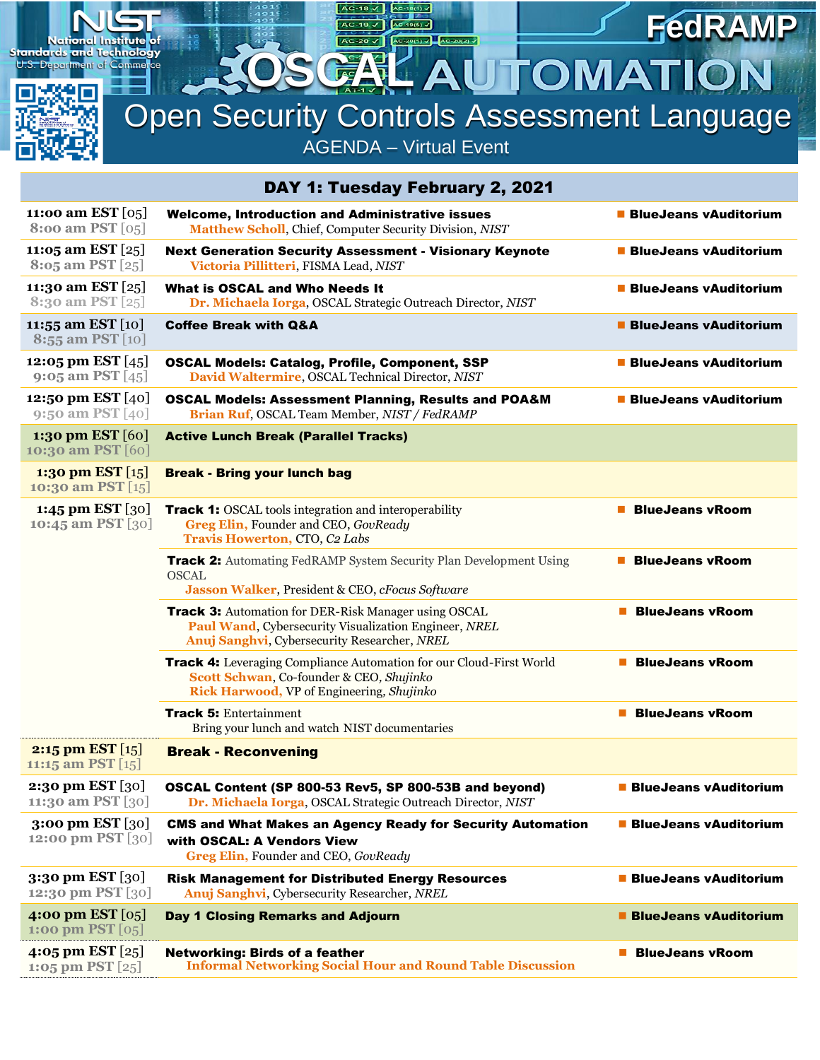# OSCAL AUTOMATION

National Institute of Standards and Technology, U.S. Department of Commerce

FedRAMP

## Open Security Controls Assessment Language

AGENDA – Virtual Event

## DAY 1: Tuesday February 2, 2021

| Time | Session | Location |
|---|---|---|
| **11:00 am EST** [05]<br>**8:00 am PST** [05] | **Welcome, Introduction and Administrative issues**<br>**Matthew Scholl**, Chief, Computer Security Division, *NIST* | BlueJeans vAuditorium |
| **11:05 am EST** [25]<br>**8:05 am PST** [25] | **Next Generation Security Assessment - Visionary Keynote**<br>**Victoria Pillitteri**, FISMA Lead, *NIST* | BlueJeans vAuditorium |
| **11:30 am EST** [25]<br>**8:30 am PST** [25] | **What is OSCAL and Who Needs It**<br>**Dr. Michaela Iorga**, OSCAL Strategic Outreach Director, *NIST* | BlueJeans vAuditorium |
| **11:55 am EST** [10]<br>**8:55 am PST** [10] | **Coffee Break with Q&A** | BlueJeans vAuditorium |
| **12:05 pm EST** [45]<br>**9:05 am PST** [45] | **OSCAL Models: Catalog, Profile, Component, SSP**<br>**David Waltermire**, OSCAL Technical Director, *NIST* | BlueJeans vAuditorium |
| **12:50 pm EST** [40]<br>**9:50 am PST** [40] | **OSCAL Models: Assessment Planning, Results and POA&M**<br>**Brian Ruf**, OSCAL Team Member, *NIST / FedRAMP* | BlueJeans vAuditorium |
| **1:30 pm EST** [60]<br>**10:30 am PST** [60] | **Active Lunch Break (Parallel Tracks)** | |
| **1:30 pm EST** [15]<br>**10:30 am PST** [15] | **Break - Bring your lunch bag** | |
| **1:45 pm EST** [30]<br>**10:45 am PST** [30] | **Track 1:** OSCAL tools integration and interoperability<br>**Greg Elin,** Founder and CEO, *GovReady*<br>**Travis Howerton,** CTO, *C2 Labs* | BlueJeans vRoom |
| | **Track 2:** Automating FedRAMP System Security Plan Development Using OSCAL<br>**Jasson Walker**, President & CEO, *cFocus Software* | BlueJeans vRoom |
| | **Track 3:** Automation for DER-Risk Manager using OSCAL<br>**Paul Wand**, Cybersecurity Visualization Engineer, *NREL*<br>**Anuj Sanghvi**, Cybersecurity Researcher, *NREL* | BlueJeans vRoom |
| | **Track 4:** Leveraging Compliance Automation for our Cloud-First World<br>**Scott Schwan**, Co-founder & CEO, *Shujinko*<br>**Rick Harwood,** VP of Engineering, *Shujinko* | BlueJeans vRoom |
| | **Track 5:** Entertainment<br>Bring your lunch and watch NIST documentaries | BlueJeans vRoom |
| **2:15 pm EST** [15]<br>**11:15 am PST** [15] | **Break - Reconvening** | |
| **2:30 pm EST** [30]<br>**11:30 am PST** [30] | **OSCAL Content (SP 800-53 Rev5, SP 800-53B and beyond)**<br>**Dr. Michaela Iorga**, OSCAL Strategic Outreach Director, *NIST* | BlueJeans vAuditorium |
| **3:00 pm EST** [30]<br>**12:00 pm PST** [30] | **CMS and What Makes an Agency Ready for Security Automation with OSCAL: A Vendors View**<br>**Greg Elin,** Founder and CEO, *GovReady* | BlueJeans vAuditorium |
| **3:30 pm EST** [30]<br>**12:30 pm PST** [30] | **Risk Management for Distributed Energy Resources**<br>**Anuj Sanghvi**, Cybersecurity Researcher, *NREL* | BlueJeans vAuditorium |
| **4:00 pm EST** [05]<br>**1:00 pm PST** [05] | **Day 1 Closing Remarks and Adjourn** | BlueJeans vAuditorium |
| **4:05 pm EST** [25]<br>**1:05 pm PST** [25] | **Networking: Birds of a feather**<br>**Informal Networking Social Hour and Round Table Discussion** | BlueJeans vRoom |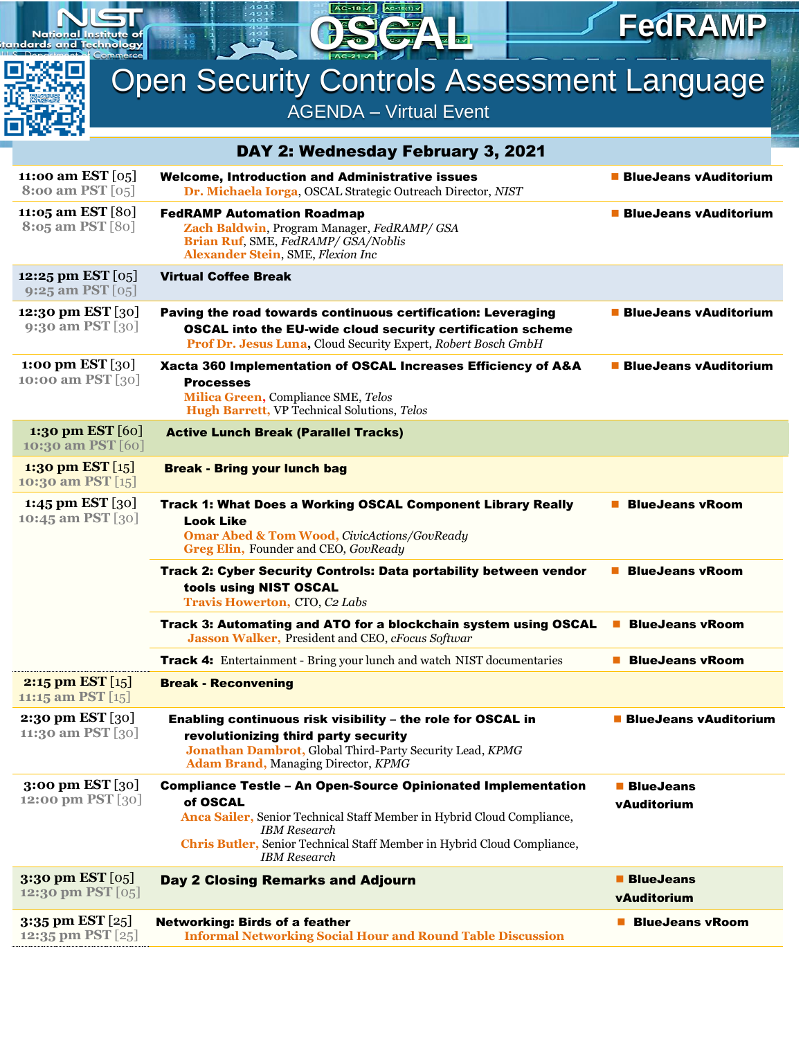NIST
National Institute of Standards and Technology
U.S. Department of Commerce

OSCAL

FedRAMP

# Open Security Controls Assessment Language

AGENDA – Virtual Event

## DAY 2: Wednesday February 3, 2021

| | | |
|---|---|---|
| **11:00 am EST** [05]<br>**8:00 am PST** [05] | **Welcome, Introduction and Administrative issues**<br>**Dr. Michaela Iorga**, OSCAL Strategic Outreach Director, *NIST* | **BlueJeans vAuditorium** |
| **11:05 am EST** [80]<br>**8:05 am PST** [80] | **FedRAMP Automation Roadmap**<br>**Zach Baldwin**, Program Manager, *FedRAMP/ GSA*<br>**Brian Ruf**, SME, *FedRAMP/ GSA/Noblis*<br>**Alexander Stein**, SME, *Flexion Inc* | **BlueJeans vAuditorium** |
| **12:25 pm EST** [05]<br>**9:25 am PST** [05] | **Virtual Coffee Break** | |
| **12:30 pm EST** [30]<br>**9:30 am PST** [30] | **Paving the road towards continuous certification: Leveraging OSCAL into the EU-wide cloud security certification scheme**<br>**Prof Dr. Jesus Luna**, Cloud Security Expert, *Robert Bosch GmbH* | **BlueJeans vAuditorium** |
| **1:00 pm EST** [30]<br>**10:00 am PST** [30] | **Xacta 360 Implementation of OSCAL Increases Efficiency of A&A Processes**<br>**Milica Green,** Compliance SME, *Telos*<br>**Hugh Barrett,** VP Technical Solutions, *Telos* | **BlueJeans vAuditorium** |
| **1:30 pm EST** [60]<br>**10:30 am PST** [60] | **Active Lunch Break (Parallel Tracks)** | |
| **1:30 pm EST** [15]<br>**10:30 am PST** [15] | **Break - Bring your lunch bag** | |
| **1:45 pm EST** [30]<br>**10:45 am PST** [30] | **Track 1: What Does a Working OSCAL Component Library Really Look Like**<br>**Omar Abed & Tom Wood,** *CivicActions/GovReady*<br>**Greg Elin,** Founder and CEO, *GovReady* | **BlueJeans vRoom** |
| | **Track 2: Cyber Security Controls: Data portability between vendor tools using NIST OSCAL**<br>**Travis Howerton,** CTO, *C2 Labs* | **BlueJeans vRoom** |
| | **Track 3: Automating and ATO for a blockchain system using OSCAL**<br>**Jasson Walker,** President and CEO, *cFocus Softwar* | **BlueJeans vRoom** |
| | **Track 4:** Entertainment - Bring your lunch and watch NIST documentaries | **BlueJeans vRoom** |
| **2:15 pm EST** [15]<br>**11:15 am PST** [15] | **Break - Reconvening** | |
| **2:30 pm EST** [30]<br>**11:30 am PST** [30] | **Enabling continuous risk visibility – the role for OSCAL in revolutionizing third party security**<br>**Jonathan Dambrot,** Global Third-Party Security Lead, *KPMG*<br>**Adam Brand,** Managing Director, *KPMG* | **BlueJeans vAuditorium** |
| **3:00 pm EST** [30]<br>**12:00 pm PST** [30] | **Compliance Testle – An Open-Source Opinionated Implementation of OSCAL**<br>**Anca Sailer,** Senior Technical Staff Member in Hybrid Cloud Compliance, *IBM Research*<br>**Chris Butler,** Senior Technical Staff Member in Hybrid Cloud Compliance, *IBM Research* | **BlueJeans vAuditorium** |
| **3:30 pm EST** [05]<br>**12:30 pm PST** [05] | **Day 2 Closing Remarks and Adjourn** | **BlueJeans vAuditorium** |
| **3:35 pm EST** [25]<br>**12:35 pm PST** [25] | **Networking: Birds of a feather**<br>**Informal Networking Social Hour and Round Table Discussion** | **BlueJeans vRoom** |